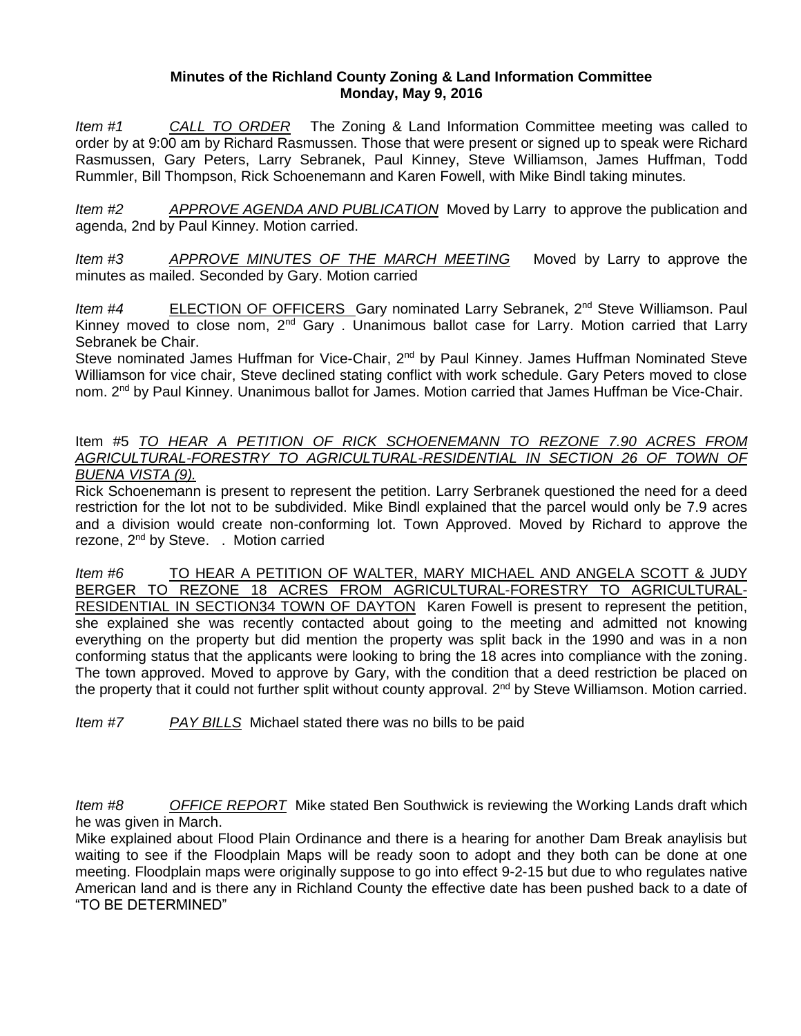**Minutes of the Richland County Zoning & Land Information Committee**
**Monday, May 9, 2016**

*Item #1* *CALL TO ORDER* The Zoning & Land Information Committee meeting was called to order by at 9:00 am by Richard Rasmussen. Those that were present or signed up to speak were Richard Rasmussen, Gary Peters, Larry Sebranek, Paul Kinney, Steve Williamson, James Huffman, Todd Rummler, Bill Thompson, Rick Schoenemann and Karen Fowell, with Mike Bindl taking minutes.

*Item #2* *APPROVE AGENDA AND PUBLICATION* Moved by Larry to approve the publication and agenda, 2nd by Paul Kinney. Motion carried.

*Item #3* *APPROVE MINUTES OF THE MARCH MEETING* Moved by Larry to approve the minutes as mailed. Seconded by Gary. Motion carried

*Item #4* ELECTION OF OFFICERS Gary nominated Larry Sebranek, 2nd Steve Williamson. Paul Kinney moved to close nom, 2nd Gary . Unanimous ballot case for Larry. Motion carried that Larry Sebranek be Chair.

Steve nominated James Huffman for Vice-Chair, 2nd by Paul Kinney. James Huffman Nominated Steve Williamson for vice chair, Steve declined stating conflict with work schedule. Gary Peters moved to close nom. 2nd by Paul Kinney. Unanimous ballot for James. Motion carried that James Huffman be Vice-Chair.

Item #5 *TO HEAR A PETITION OF RICK SCHOENEMANN TO REZONE 7.90 ACRES FROM AGRICULTURAL-FORESTRY TO AGRICULTURAL-RESIDENTIAL IN SECTION 26 OF TOWN OF BUENA VISTA (9).*

Rick Schoenemann is present to represent the petition. Larry Serbranek questioned the need for a deed restriction for the lot not to be subdivided. Mike Bindl explained that the parcel would only be 7.9 acres and a division would create non-conforming lot. Town Approved. Moved by Richard to approve the rezone, 2nd by Steve. . Motion carried

*Item #6* TO HEAR A PETITION OF WALTER, MARY MICHAEL AND ANGELA SCOTT & JUDY BERGER TO REZONE 18 ACRES FROM AGRICULTURAL-FORESTRY TO AGRICULTURAL-RESIDENTIAL IN SECTION34 TOWN OF DAYTON Karen Fowell is present to represent the petition, she explained she was recently contacted about going to the meeting and admitted not knowing everything on the property but did mention the property was split back in the 1990 and was in a non conforming status that the applicants were looking to bring the 18 acres into compliance with the zoning. The town approved. Moved to approve by Gary, with the condition that a deed restriction be placed on the property that it could not further split without county approval. 2nd by Steve Williamson. Motion carried.

*Item #7* *PAY BILLS* Michael stated there was no bills to be paid

*Item #8* *OFFICE REPORT* Mike stated Ben Southwick is reviewing the Working Lands draft which he was given in March.

Mike explained about Flood Plain Ordinance and there is a hearing for another Dam Break anaylisis but waiting to see if the Floodplain Maps will be ready soon to adopt and they both can be done at one meeting. Floodplain maps were originally suppose to go into effect 9-2-15 but due to who regulates native American land and is there any in Richland County the effective date has been pushed back to a date of "TO BE DETERMINED"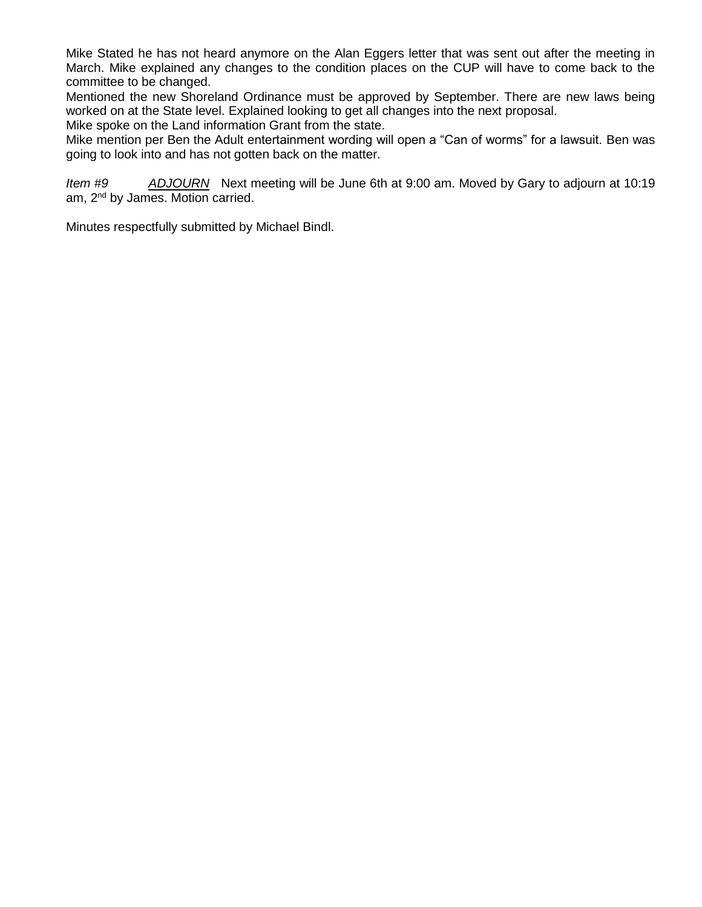Mike Stated he has not heard anymore on the Alan Eggers letter that was sent out after the meeting in March. Mike explained any changes to the condition places on the CUP will have to come back to the committee to be changed.

Mentioned the new Shoreland Ordinance must be approved by September. There are new laws being worked on at the State level. Explained looking to get all changes into the next proposal.

Mike spoke on the Land information Grant from the state.

Mike mention per Ben the Adult entertainment wording will open a "Can of worms" for a lawsuit. Ben was going to look into and has not gotten back on the matter.

*Item #9* *ADJOURN* Next meeting will be June 6th at 9:00 am. Moved by Gary to adjourn at 10:19 am, 2nd by James. Motion carried.

Minutes respectfully submitted by Michael Bindl.